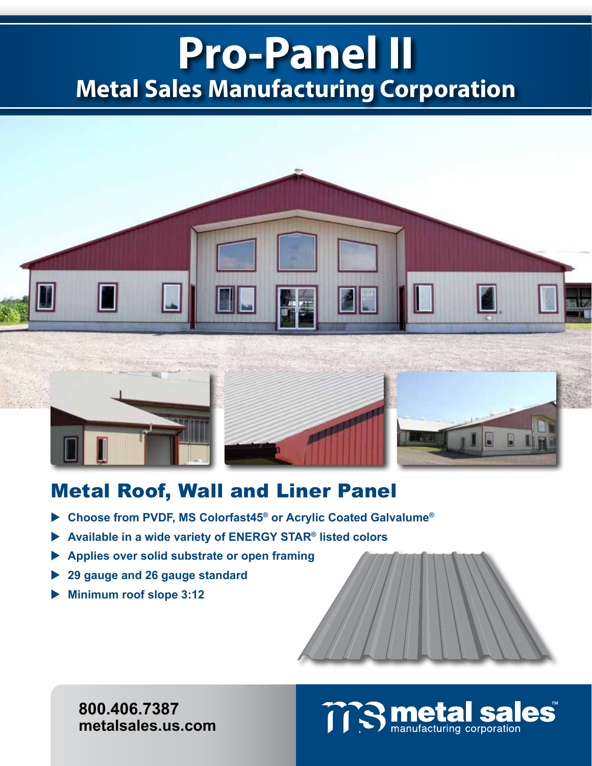# Pro-Panel II

## Metal Sales Manufacturing Corporation

## Metal Roof, Wall and Liner Panel

- Choose from PVDF, MS Colorfast45® or Acrylic Coated Galvalume®
- Available in a wide variety of ENERGY STAR® listed colors
- Applies over solid substrate or open framing
- 29 gauge and 26 gauge standard
- Minimum roof slope 3:12

**800.406.7387**
**metalsales.us.com**

metal sales™ manufacturing corporation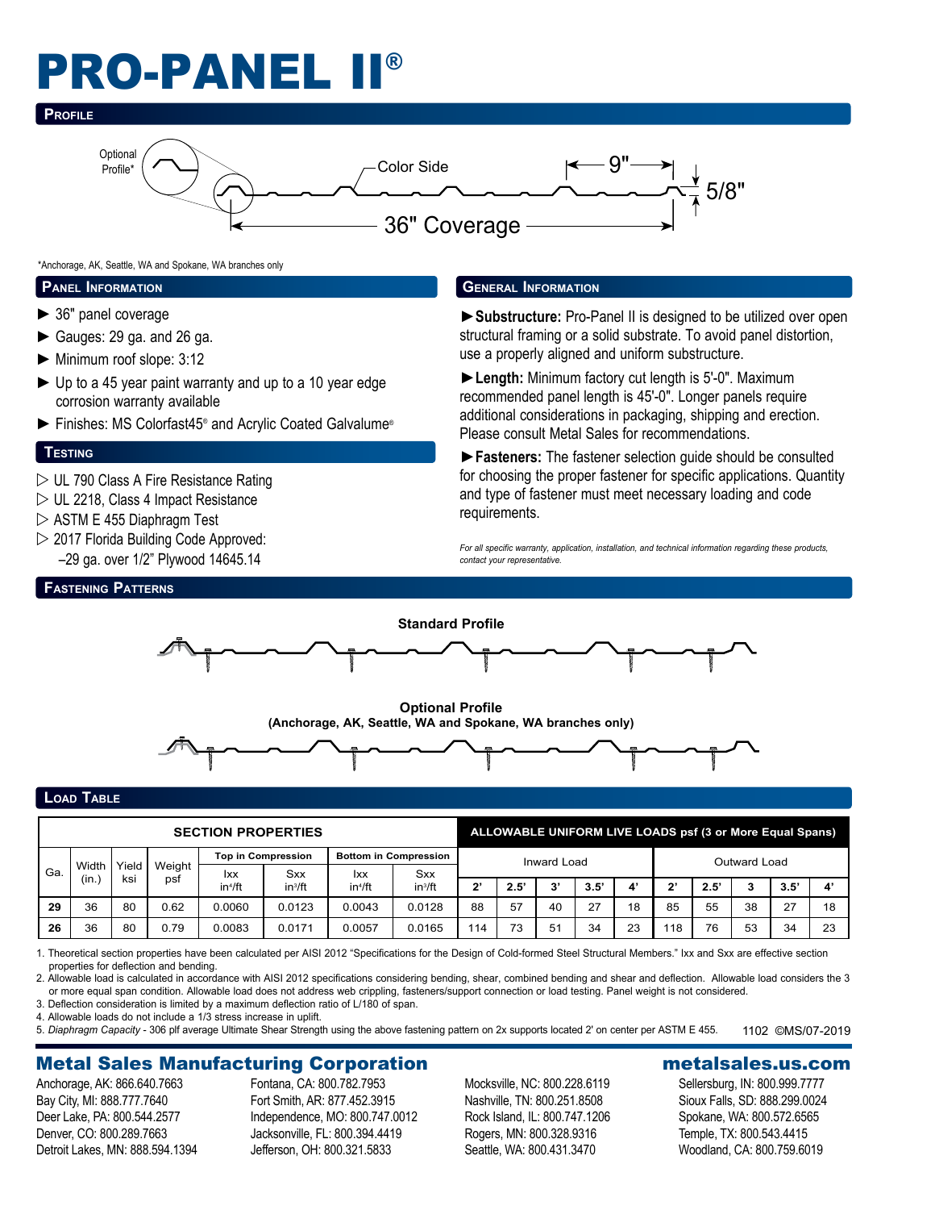# PRO-PANEL II®

## Profile

Optional Profile*

Color Side

9"

5/8"

36" Coverage

*Anchorage, AK, Seattle, WA and Spokane, WA branches only

## Panel Information

- ► 36" panel coverage
- ► Gauges: 29 ga. and 26 ga.
- ► Minimum roof slope: 3:12
- ► Up to a 45 year paint warranty and up to a 10 year edge corrosion warranty available
- ► Finishes: MS Colorfast45® and Acrylic Coated Galvalume®

## Testing

- ▷ UL 790 Class A Fire Resistance Rating
- ▷ UL 2218, Class 4 Impact Resistance
- ▷ ASTM E 455 Diaphragm Test
- ▷ 2017 Florida Building Code Approved:
  –29 ga. over 1/2" Plywood 14645.14

## General Information

►**Substructure:** Pro-Panel II is designed to be utilized over open structural framing or a solid substrate. To avoid panel distortion, use a properly aligned and uniform substructure.

►**Length:** Minimum factory cut length is 5'-0". Maximum recommended panel length is 45'-0". Longer panels require additional considerations in packaging, shipping and erection. Please consult Metal Sales for recommendations.

►**Fasteners:** The fastener selection guide should be consulted for choosing the proper fastener for specific applications. Quantity and type of fastener must meet necessary loading and code requirements.

*For all specific warranty, application, installation, and technical information regarding these products, contact your representative.*

## Fastening Patterns

**Standard Profile**

**Optional Profile**
**(Anchorage, AK, Seattle, WA and Spokane, WA branches only)**

## Load Table

| SECTION PROPERTIES | | | | | | | | ALLOWABLE UNIFORM LIVE LOADS psf (3 or More Equal Spans) | | | | | | | | | |
|---|---|---|---|---|---|---|---|---|---|---|---|---|---|---|---|---|---|
| Ga. | Width (in.) | Yield ksi | Weight psf | Top in Compression | | Bottom in Compression | | Inward Load | | | | | Outward Load | | | | |
| | | | | Ixx in⁴/ft | Sxx in³/ft | Ixx in⁴/ft | Sxx in³/ft | 2' | 2.5' | 3' | 3.5' | 4' | 2' | 2.5' | 3 | 3.5' | 4' |
| **29** | 36 | 80 | 0.62 | 0.0060 | 0.0123 | 0.0043 | 0.0128 | 88 | 57 | 40 | 27 | 18 | 85 | 55 | 38 | 27 | 18 |
| **26** | 36 | 80 | 0.79 | 0.0083 | 0.0171 | 0.0057 | 0.0165 | 114 | 73 | 51 | 34 | 23 | 118 | 76 | 53 | 34 | 23 |

1. Theoretical section properties have been calculated per AISI 2012 "Specifications for the Design of Cold-formed Steel Structural Members." Ixx and Sxx are effective section properties for deflection and bending.
2. Allowable load is calculated in accordance with AISI 2012 specifications considering bending, shear, combined bending and shear and deflection. Allowable load considers the 3 or more equal span condition. Allowable load does not address web crippling, fasteners/support connection or load testing. Panel weight is not considered.
3. Deflection consideration is limited by a maximum deflection ratio of L/180 of span.
4. Allowable loads do not include a 1/3 stress increase in uplift.
5. *Diaphragm Capacity* - 306 plf average Ultimate Shear Strength using the above fastening pattern on 2x supports located 2' on center per ASTM E 455.

1102 ©MS/07-2019

## Metal Sales Manufacturing Corporation

**metalsales.us.com**

Anchorage, AK: 866.640.7663
Bay City, MI: 888.777.7640
Deer Lake, PA: 800.544.2577
Denver, CO: 800.289.7663
Detroit Lakes, MN: 888.594.1394
Fontana, CA: 800.782.7953
Fort Smith, AR: 877.452.3915
Independence, MO: 800.747.0012
Jacksonville, FL: 800.394.4419
Jefferson, OH: 800.321.5833
Mocksville, NC: 800.228.6119
Nashville, TN: 800.251.8508
Rock Island, IL: 800.747.1206
Rogers, MN: 800.328.9316
Seattle, WA: 800.431.3470
Sellersburg, IN: 800.999.7777
Sioux Falls, SD: 888.299.0024
Spokane, WA: 800.572.6565
Temple, TX: 800.543.4415
Woodland, CA: 800.759.6019